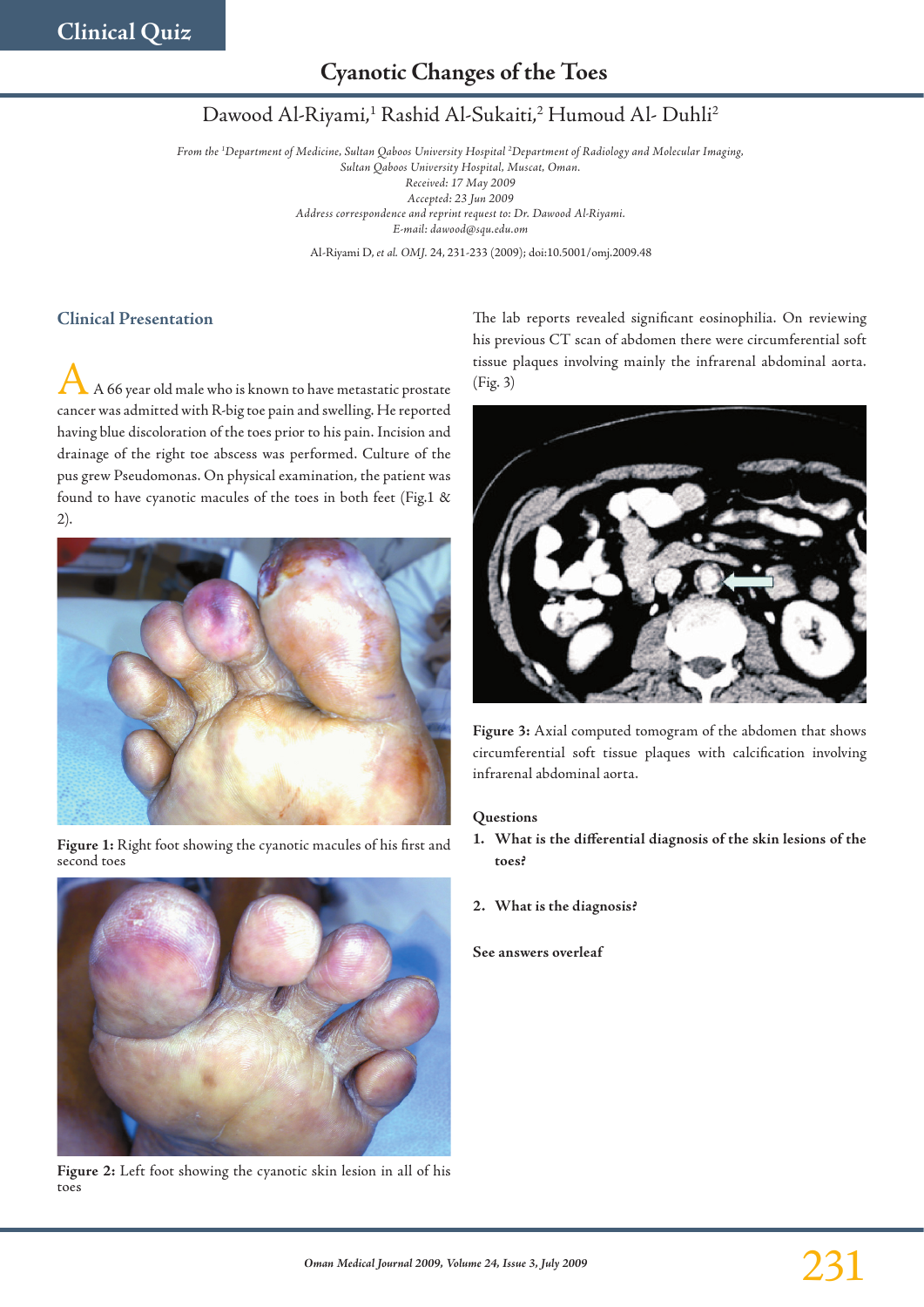Clinical Quiz

# Cyanotic Changes of the Toes

Dawood Al-Riyami,[1] Rashid Al-Sukaiti,[2] Humoud Al- Duhli[2]

*From the [1]Department of Medicine, Sultan Qaboos University Hospital [2]Department of Radiology and Molecular Imaging, Sultan Qaboos University Hospital, Muscat, Oman.*
*Received: 17 May 2009*
*Accepted: 23 Jun 2009*
*Address correspondence and reprint request to: Dr. Dawood Al-Riyami.*
*E-mail: dawood@squ.edu.om*

Al-Riyami D, *et al. OMJ.* 24, 231-233 (2009); doi:10.5001/omj.2009.48

## Clinical Presentation

A 66 year old male who is known to have metastatic prostate cancer was admitted with R-big toe pain and swelling. He reported having blue discoloration of the toes prior to his pain. Incision and drainage of the right toe abscess was performed. Culture of the pus grew Pseudomonas. On physical examination, the patient was found to have cyanotic macules of the toes in both feet (Fig.1 & 2).

**Figure 1:** Right foot showing the cyanotic macules of his first and second toes

**Figure 2:** Left foot showing the cyanotic skin lesion in all of his toes

The lab reports revealed significant eosinophilia. On reviewing his previous CT scan of abdomen there were circumferential soft tissue plaques involving mainly the infrarenal abdominal aorta. (Fig. 3)

**Figure 3:** Axial computed tomogram of the abdomen that shows circumferential soft tissue plaques with calcification involving infrarenal abdominal aorta.

### Questions

1. **What is the differential diagnosis of the skin lesions of the toes?**

2. **What is the diagnosis?**

**See answers overleaf**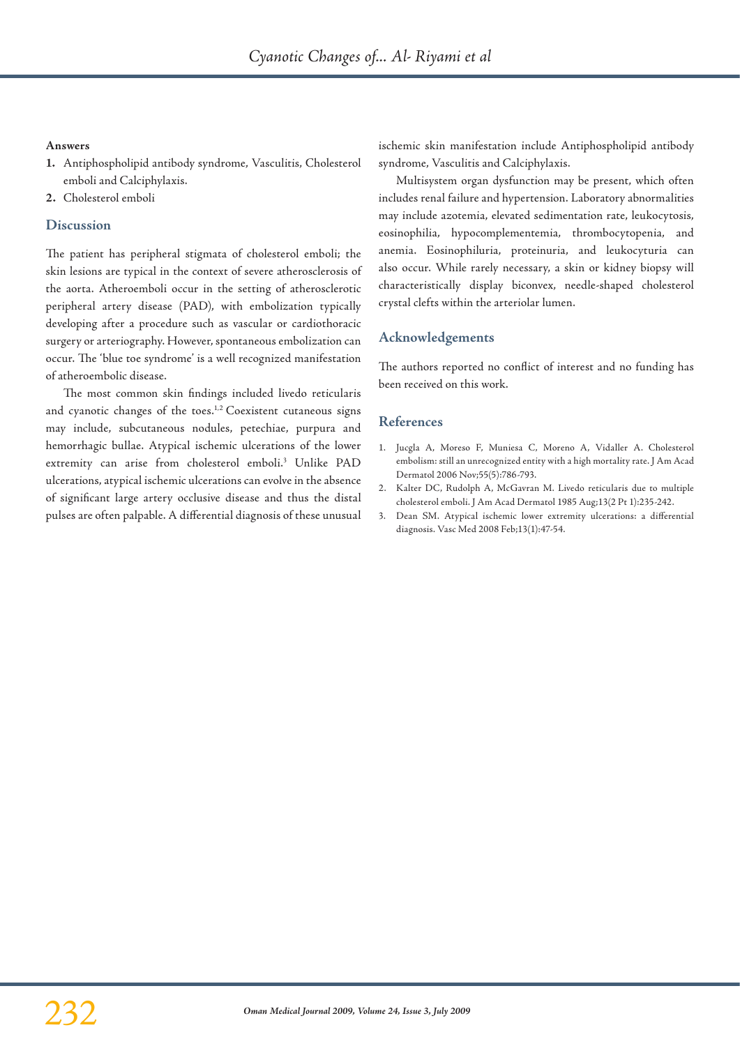**Answers**

1. Antiphospholipid antibody syndrome, Vasculitis, Cholesterol emboli and Calciphylaxis.
2. Cholesterol emboli

## Discussion

The patient has peripheral stigmata of cholesterol emboli; the skin lesions are typical in the context of severe atherosclerosis of the aorta. Atheroemboli occur in the setting of atherosclerotic peripheral artery disease (PAD), with embolization typically developing after a procedure such as vascular or cardiothoracic surgery or arteriography. However, spontaneous embolization can occur. The 'blue toe syndrome' is a well recognized manifestation of atheroembolic disease.

The most common skin findings included livedo reticularis and cyanotic changes of the toes.[1,2] Coexistent cutaneous signs may include, subcutaneous nodules, petechiae, purpura and hemorrhagic bullae. Atypical ischemic ulcerations of the lower extremity can arise from cholesterol emboli.[3] Unlike PAD ulcerations, atypical ischemic ulcerations can evolve in the absence of significant large artery occlusive disease and thus the distal pulses are often palpable. A differential diagnosis of these unusual ischemic skin manifestation include Antiphospholipid antibody syndrome, Vasculitis and Calciphylaxis.

Multisystem organ dysfunction may be present, which often includes renal failure and hypertension. Laboratory abnormalities may include azotemia, elevated sedimentation rate, leukocytosis, eosinophilia, hypocomplementemia, thrombocytopenia, and anemia. Eosinophiluria, proteinuria, and leukocyturia can also occur. While rarely necessary, a skin or kidney biopsy will characteristically display biconvex, needle-shaped cholesterol crystal clefts within the arteriolar lumen.

## Acknowledgements

The authors reported no conflict of interest and no funding has been received on this work.

## References

1. Jucgla A, Moreso F, Muniesa C, Moreno A, Vidaller A. Cholesterol embolism: still an unrecognized entity with a high mortality rate. J Am Acad Dermatol 2006 Nov;55(5):786-793.
2. Kalter DC, Rudolph A, McGavran M. Livedo reticularis due to multiple cholesterol emboli. J Am Acad Dermatol 1985 Aug;13(2 Pt 1):235-242.
3. Dean SM. Atypical ischemic lower extremity ulcerations: a differential diagnosis. Vasc Med 2008 Feb;13(1):47-54.